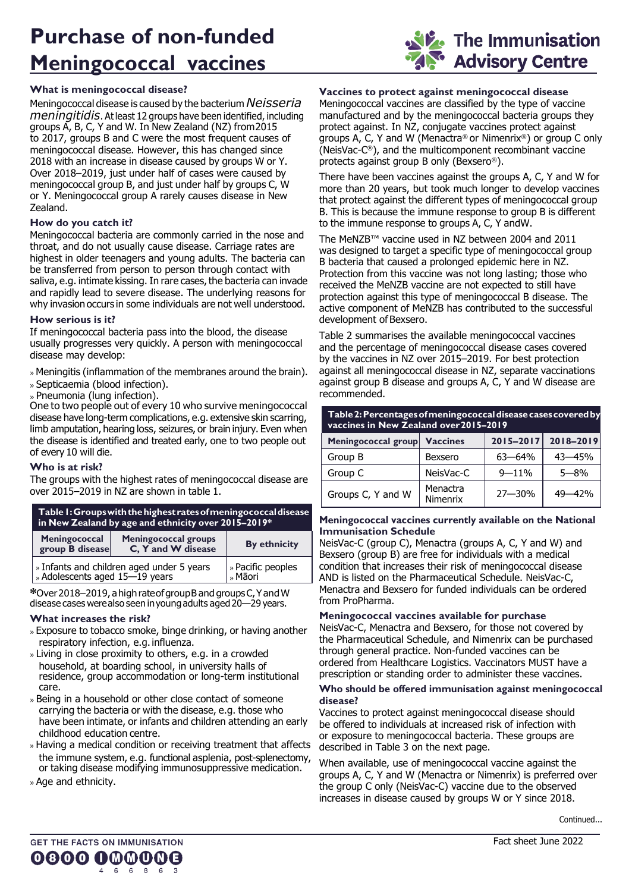# Purchase of non-funded Meningococcal vaccines

The Immunisation Advisory Centre

## What is meningococcal disease?

Meningococcal disease is caused by the bacterium *Neisseria meningitidis*. At least 12 groups have been identified, including groups A, B, C, Y and W. In New Zealand (NZ) from 2015 to 2017, groups B and C were the most frequent causes of meningococcal disease. However, this has changed since 2018 with an increase in disease caused by groups W or Y. Over 2018–2019, just under half of cases were caused by meningococcal group B, and just under half by groups C, W or Y. Meningococcal group A rarely causes disease in New Zealand.

## How do you catch it?

Meningococcal bacteria are commonly carried in the nose and throat, and do not usually cause disease. Carriage rates are highest in older teenagers and young adults. The bacteria can be transferred from person to person through contact with saliva, e.g. intimate kissing. In rare cases, the bacteria can invade and rapidly lead to severe disease. The underlying reasons for why invasion occurs in some individuals are not well understood.

## How serious is it?

If meningococcal bacteria pass into the blood, the disease usually progresses very quickly. A person with meningococcal disease may develop:

- Meningitis (inflammation of the membranes around the brain).
- Septicaemia (blood infection).
- Pneumonia (lung infection).

One to two people out of every 10 who survive meningococcal disease have long-term complications, e.g. extensive skin scarring, limb amputation, hearing loss, seizures, or brain injury. Even when the disease is identified and treated early, one to two people out of every 10 will die.

## Who is at risk?

The groups with the highest rates of meningococcal disease are over 2015–2019 in NZ are shown in table 1.

**Table 1: Groups with the highest rates of meningococcal disease in New Zealand by age and ethnicity over 2015–2019***

| Meningococcal group B disease | Meningococcal groups C, Y and W disease | By ethnicity |
|---|---|---|
| Infants and children aged under 5 years<br>Adolescents aged 15—19 years | | Pacific peoples<br>Māori |

*Over 2018–2019, a high rate of group B and groups C, Y and W disease cases were also seen in young adults aged 20—29 years.

## What increases the risk?

- Exposure to tobacco smoke, binge drinking, or having another respiratory infection, e.g. influenza.
- Living in close proximity to others, e.g. in a crowded household, at boarding school, in university halls of residence, group accommodation or long-term institutional care.
- Being in a household or other close contact of someone carrying the bacteria or with the disease, e.g. those who have been intimate, or infants and children attending an early childhood education centre.
- Having a medical condition or receiving treatment that affects the immune system, e.g. functional asplenia, post-splenectomy, or taking disease modifying immunosuppressive medication.
- Age and ethnicity.

## Vaccines to protect against meningococcal disease

Meningococcal vaccines are classified by the type of vaccine manufactured and by the meningococcal bacteria groups they protect against. In NZ, conjugate vaccines protect against groups A, C, Y and W (Menactra® or Nimenrix®) or group C only (NeisVac-C®), and the multicomponent recombinant vaccine protects against group B only (Bexsero®).

There have been vaccines against the groups A, C, Y and W for more than 20 years, but took much longer to develop vaccines that protect against the different types of meningococcal group B. This is because the immune response to group B is different to the immune response to groups A, C, Y andW.

The MeNZB™ vaccine used in NZ between 2004 and 2011 was designed to target a specific type of meningococcal group B bacteria that caused a prolonged epidemic here in NZ. Protection from this vaccine was not long lasting; those who received the MeNZB vaccine are not expected to still have protection against this type of meningococcal B disease. The active component of MeNZB has contributed to the successful development of Bexsero.

Table 2 summarises the available meningococcal vaccines and the percentage of meningococcal disease cases covered by the vaccines in NZ over 2015–2019. For best protection against all meningococcal disease in NZ, separate vaccinations against group B disease and groups A, C, Y and W disease are recommended.

**Table 2: Percentages of meningococcal disease cases covered by vaccines in New Zealand over 2015–2019**

| Meningococcal group | Vaccines | 2015–2017 | 2018–2019 |
|---|---|---|---|
| Group B | Bexsero | 63—64% | 43—45% |
| Group C | NeisVac-C | 9—11% | 5—8% |
| Groups C, Y and W | Menactra<br>Nimenrix | 27—30% | 49—42% |

## Meningococcal vaccines currently available on the National Immunisation Schedule

NeisVac-C (group C), Menactra (groups A, C, Y and W) and Bexsero (group B) are free for individuals with a medical condition that increases their risk of meningococcal disease AND is listed on the Pharmaceutical Schedule. NeisVac-C, Menactra and Bexsero for funded individuals can be ordered from ProPharma.

## Meningococcal vaccines available for purchase

NeisVac-C, Menactra and Bexsero, for those not covered by the Pharmaceutical Schedule, and Nimenrix can be purchased through general practice. Non-funded vaccines can be ordered from Healthcare Logistics. Vaccinators MUST have a prescription or standing order to administer these vaccines.

## Who should be offered immunisation against meningococcal disease?

Vaccines to protect against meningococcal disease should be offered to individuals at increased risk of infection with or exposure to meningococcal bacteria. These groups are described in Table 3 on the next page.

When available, use of meningococcal vaccine against the groups A, C, Y and W (Menactra or Nimenrix) is preferred over the group C only (NeisVac-C) vaccine due to the observed increases in disease caused by groups W or Y since 2018.

Continued...

GET THE FACTS ON IMMUNISATION 0800 IMMUNE 466 863

Fact sheet June 2022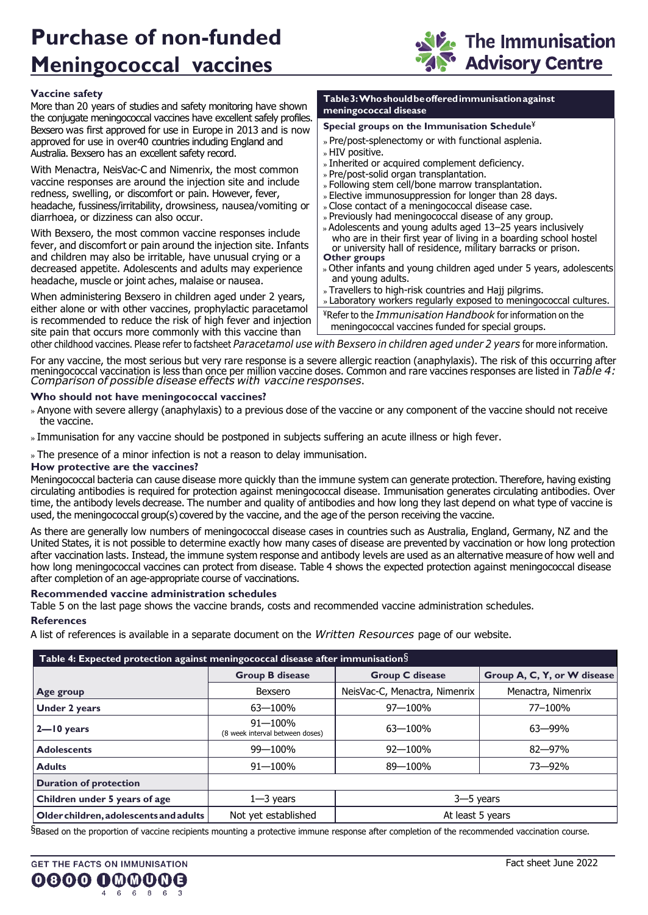# Purchase of non-funded Meningococcal vaccines

### Vaccine safety

More than 20 years of studies and safety monitoring have shown the conjugate meningococcal vaccines have excellent safely profiles. Bexsero was first approved for use in Europe in 2013 and is now approved for use in over40 countries including England and Australia. Bexsero has an excellent safety record.

With Menactra, NeisVac-C and Nimenrix, the most common vaccine responses are around the injection site and include redness, swelling, or discomfort or pain. However, fever, headache, fussiness/irritability, drowsiness, nausea/vomiting or diarrhoea, or dizziness can also occur.

With Bexsero, the most common vaccine responses include fever, and discomfort or pain around the injection site. Infants and children may also be irritable, have unusual crying or a decreased appetite. Adolescents and adults may experience headache, muscle or joint aches, malaise or nausea.

When administering Bexsero in children aged under 2 years, either alone or with other vaccines, prophylactic paracetamol is recommended to reduce the risk of high fever and injection site pain that occurs more commonly with this vaccine than other childhood vaccines. Please refer to factsheet *Paracetamol use with Bexsero in children aged under 2 years* for more information.

**Table 3: Who should be offered immunisation against meningococcal disease**

**Special groups on the Immunisation Schedule¥**

- Pre/post-splenectomy or with functional asplenia.
- HIV positive.
- Inherited or acquired complement deficiency.
- Pre/post-solid organ transplantation.
- Following stem cell/bone marrow transplantation.
- Elective immunosuppression for longer than 28 days.
- Close contact of a meningococcal disease case.
- Previously had meningococcal disease of any group.
- Adolescents and young adults aged 13–25 years inclusively who are in their first year of living in a boarding school hostel or university hall of residence, military barracks or prison.

**Other groups**

- Other infants and young children aged under 5 years, adolescents and young adults.
- Travellers to high-risk countries and Hajj pilgrims.
- Laboratory workers regularly exposed to meningococcal cultures.

¥Refer to the *Immunisation Handbook* for information on the meningococcal vaccines funded for special groups.

For any vaccine, the most serious but very rare response is a severe allergic reaction (anaphylaxis). The risk of this occurring after meningococcal vaccination is less than once per million vaccine doses. Common and rare vaccines responses are listed in *Table 4: Comparison of possible disease effects with vaccine responses*.

### Who should not have meningococcal vaccines?

- Anyone with severe allergy (anaphylaxis) to a previous dose of the vaccine or any component of the vaccine should not receive the vaccine.
- Immunisation for any vaccine should be postponed in subjects suffering an acute illness or high fever.
- The presence of a minor infection is not a reason to delay immunisation.

### How protective are the vaccines?

Meningococcal bacteria can cause disease more quickly than the immune system can generate protection. Therefore, having existing circulating antibodies is required for protection against meningococcal disease. Immunisation generates circulating antibodies. Over time, the antibody levels decrease. The number and quality of antibodies and how long they last depend on what type of vaccine is used, the meningococcal group(s) covered by the vaccine, and the age of the person receiving the vaccine.

As there are generally low numbers of meningococcal disease cases in countries such as Australia, England, Germany, NZ and the United States, it is not possible to determine exactly how many cases of disease are prevented by vaccination or how long protection after vaccination lasts. Instead, the immune system response and antibody levels are used as an alternative measure of how well and how long meningococcal vaccines can protect from disease. Table 4 shows the expected protection against meningococcal disease after completion of an age-appropriate course of vaccinations.

### Recommended vaccine administration schedules

Table 5 on the last page shows the vaccine brands, costs and recommended vaccine administration schedules.

### References

A list of references is available in a separate document on the *Written Resources* page of our website.

**Table 4: Expected protection against meningococcal disease after immunisation§**

| | Group B disease | Group C disease | Group A, C, Y, or W disease |
|---|---|---|---|
| **Age group** | Bexsero | NeisVac-C, Menactra, Nimenrix | Menactra, Nimenrix |
| **Under 2 years** | 63—100% | 97—100% | 77–100% |
| **2—10 years** | 91—100% (8 week interval between doses) | 63—100% | 63—99% |
| **Adolescents** | 99—100% | 92—100% | 82—97% |
| **Adults** | 91—100% | 89—100% | 73—92% |
| **Duration of protection** | | | |
| **Children under 5 years of age** | 1—3 years | 3—5 years | |
| **Older children, adolescents and adults** | Not yet established | At least 5 years | |

§Based on the proportion of vaccine recipients mounting a protective immune response after completion of the recommended vaccination course.

GET THE FACTS ON IMMUNISATION 0800 IMMUNE 466863

Fact sheet June 2022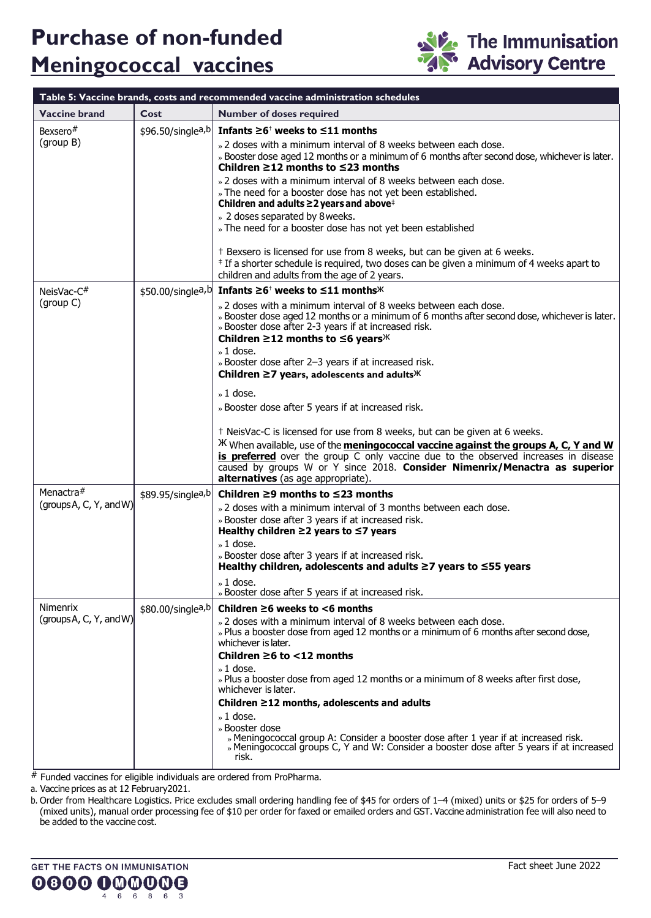# Purchase of non-funded Meningococcal vaccines

The Immunisation Advisory Centre

| Table 5: Vaccine brands, costs and recommended vaccine administration schedules | | |
|---|---|---|
| **Vaccine brand** | **Cost** | **Number of doses required** |
| Bexsero# (group B) | $96.50/single[a,b] | **Infants ≥6† weeks to ≤11 months**<br>» 2 doses with a minimum interval of 8 weeks between each dose.<br>» Booster dose aged 12 months or a minimum of 6 months after second dose, whichever is later.<br>**Children ≥12 months to ≤23 months**<br>» 2 doses with a minimum interval of 8 weeks between each dose.<br>» The need for a booster dose has not yet been established.<br>**Children and adults ≥2 years and above‡**<br>» 2 doses separated by 8 weeks.<br>» The need for a booster dose has not yet been established<br><br>† Bexsero is licensed for use from 8 weeks, but can be given at 6 weeks.<br>‡ If a shorter schedule is required, two doses can be given a minimum of 4 weeks apart to children and adults from the age of 2 years. |
| NeisVac-C# (group C) | $50.00/single[a,b] | **Infants ≥6† weeks to ≤11 monthsЖ**<br>» 2 doses with a minimum interval of 8 weeks between each dose.<br>» Booster dose aged 12 months or a minimum of 6 months after second dose, whichever is later.<br>» Booster dose after 2-3 years if at increased risk.<br>**Children ≥12 months to ≤6 yearsЖ**<br>» 1 dose.<br>» Booster dose after 2–3 years if at increased risk.<br>**Children ≥7 years, adolescents and adultsЖ**<br>» 1 dose.<br>» Booster dose after 5 years if at increased risk.<br><br>† NeisVac-C is licensed for use from 8 weeks, but can be given at 6 weeks.<br>Ж When available, use of the **meningococcal vaccine against the groups A, C, Y and W is preferred** over the group C only vaccine due to the observed increases in disease caused by groups W or Y since 2018. **Consider Nimenrix/Menactra as superior alternatives** (as age appropriate). |
| Menactra# (groups A, C, Y, and W) | $89.95/single[a,b] | **Children ≥9 months to ≤23 months**<br>» 2 doses with a minimum interval of 3 months between each dose.<br>» Booster dose after 3 years if at increased risk.<br>**Healthy children ≥2 years to ≤7 years**<br>» 1 dose.<br>» Booster dose after 3 years if at increased risk.<br>**Healthy children, adolescents and adults ≥7 years to ≤55 years**<br>» 1 dose.<br>» Booster dose after 5 years if at increased risk. |
| Nimenrix (groups A, C, Y, and W) | $80.00/single[a,b] | **Children ≥6 weeks to <6 months**<br>» 2 doses with a minimum interval of 8 weeks between each dose.<br>» Plus a booster dose from aged 12 months or a minimum of 6 months after second dose, whichever is later.<br>**Children ≥6 to <12 months**<br>» 1 dose.<br>» Plus a booster dose from aged 12 months or a minimum of 8 weeks after first dose, whichever is later.<br>**Children ≥12 months, adolescents and adults**<br>» 1 dose.<br>» Booster dose<br>» Meningococcal group A: Consider a booster dose after 1 year if at increased risk.<br>» Meningococcal groups C, Y and W: Consider a booster dose after 5 years if at increased risk. |

# Funded vaccines for eligible individuals are ordered from ProPharma.

a. Vaccine prices as at 12 February 2021.

b. Order from Healthcare Logistics. Price excludes small ordering handling fee of $45 for orders of 1–4 (mixed) units or $25 for orders of 5–9 (mixed units), manual order processing fee of $10 per order for faxed or emailed orders and GST. Vaccine administration fee will also need to be added to the vaccine cost.

GET THE FACTS ON IMMUNISATION 0800 IMMUNE 466863

Fact sheet June 2022